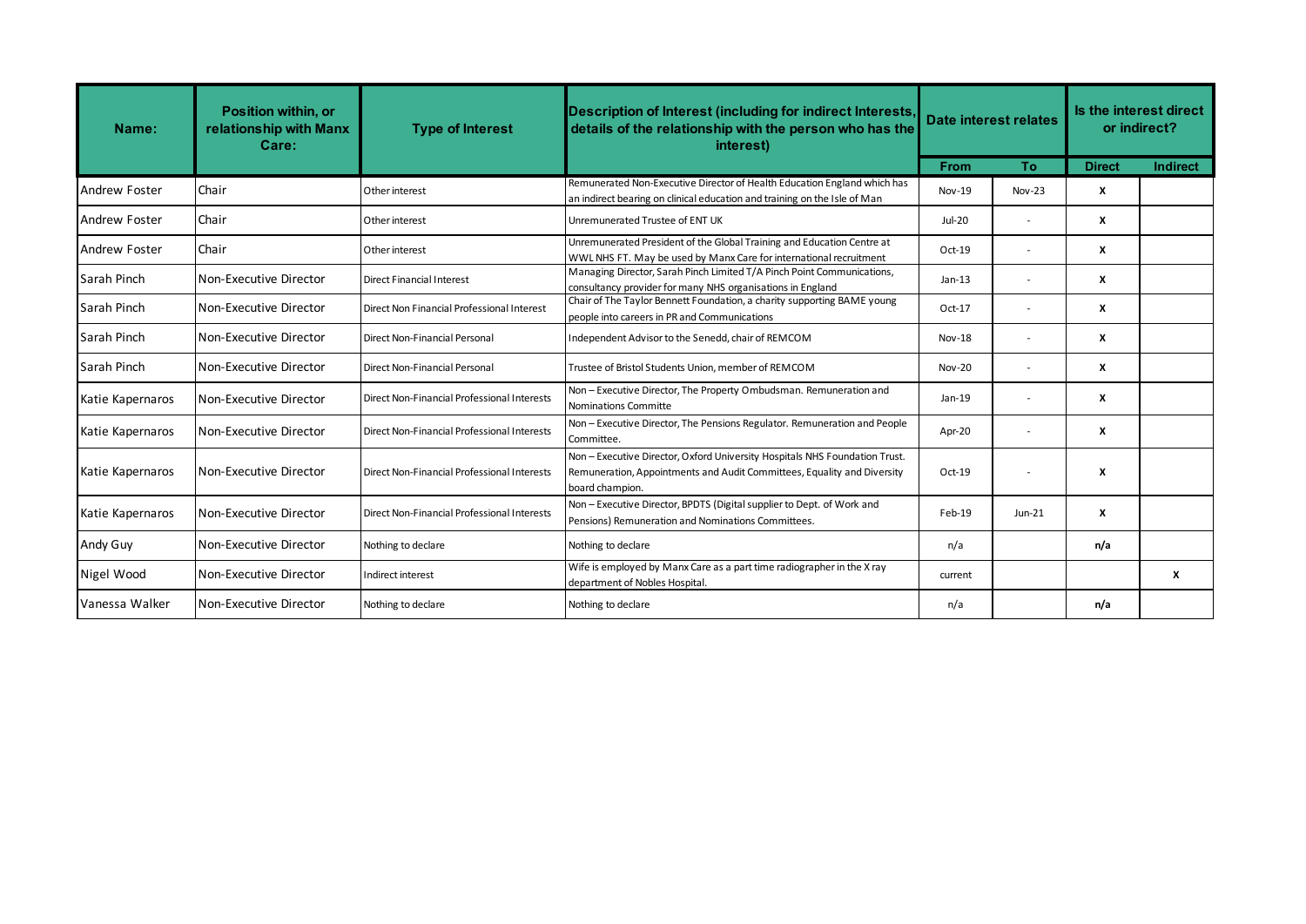| Name: | Position within, or relationship with Manx Care: | Type of Interest | Description of Interest (including for indirect Interests, details of the relationship with the person who has the interest) | Date interest relates | | Is the interest direct or indirect? | |
|---|---|---|---|---|---|---|---|
| | | | | From | To | Direct | Indirect |
| Andrew Foster | Chair | Other interest | Remunerated Non-Executive Director of Health Education England which has an indirect bearing on clinical education and training on the Isle of Man | Nov-19 | Nov-23 | X | |
| Andrew Foster | Chair | Other interest | Unremunerated Trustee of ENT UK | Jul-20 | - | X | |
| Andrew Foster | Chair | Other interest | Unremunerated President of the Global Training and Education Centre at WWL NHS FT. May be used by Manx Care for international recruitment | Oct-19 | - | X | |
| Sarah Pinch | Non-Executive Director | Direct Financial Interest | Managing Director, Sarah Pinch Limited T/A Pinch Point Communications, consultancy provider for many NHS organisations in England | Jan-13 | - | X | |
| Sarah Pinch | Non-Executive Director | Direct Non Financial Professional Interest | Chair of The Taylor Bennett Foundation, a charity supporting BAME young people into careers in PR and Communications | Oct-17 | - | X | |
| Sarah Pinch | Non-Executive Director | Direct Non-Financial Personal | Independent Advisor to the Senedd, chair of REMCOM | Nov-18 | - | X | |
| Sarah Pinch | Non-Executive Director | Direct Non-Financial Personal | Trustee of Bristol Students Union, member of REMCOM | Nov-20 | - | X | |
| Katie Kapernaros | Non-Executive Director | Direct Non-Financial Professional Interests | Non – Executive Director, The Property Ombudsman. Remuneration and Nominations Committe | Jan-19 | - | X | |
| Katie Kapernaros | Non-Executive Director | Direct Non-Financial Professional Interests | Non – Executive Director, The Pensions Regulator. Remuneration and People Committee. | Apr-20 | - | X | |
| Katie Kapernaros | Non-Executive Director | Direct Non-Financial Professional Interests | Non – Executive Director, Oxford University Hospitals NHS Foundation Trust. Remuneration, Appointments and Audit Committees, Equality and Diversity board champion. | Oct-19 | - | X | |
| Katie Kapernaros | Non-Executive Director | Direct Non-Financial Professional Interests | Non – Executive Director, BPDTS (Digital supplier to Dept. of Work and Pensions) Remuneration and Nominations Committees. | Feb-19 | Jun-21 | X | |
| Andy Guy | Non-Executive Director | Nothing to declare | Nothing to declare | n/a | | n/a | |
| Nigel Wood | Non-Executive Director | Indirect interest | Wife is employed by Manx Care as a part time radiographer in the X ray department of Nobles Hospital. | current | | | X |
| Vanessa Walker | Non-Executive Director | Nothing to declare | Nothing to declare | n/a | | n/a | |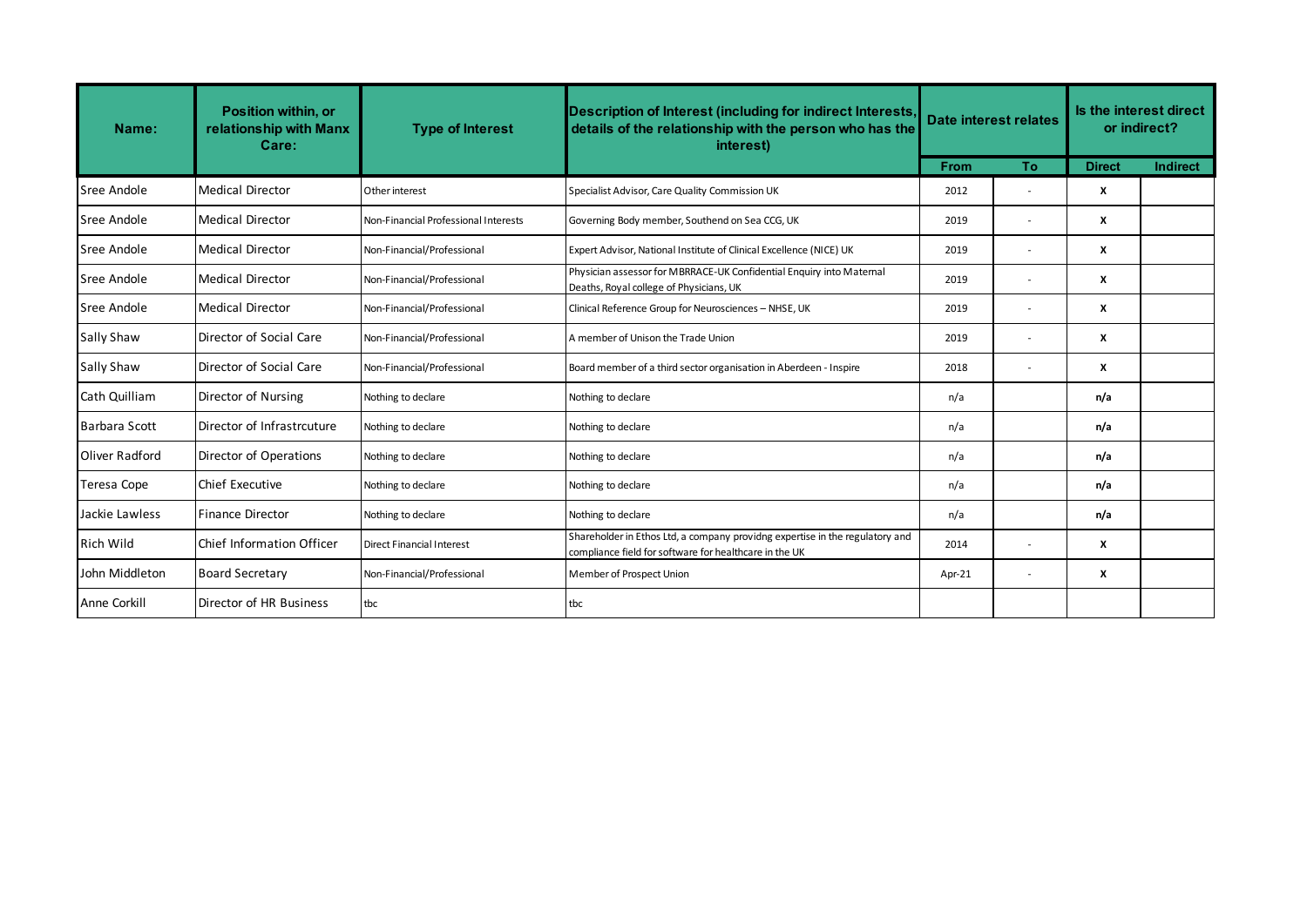| Name: | Position within, or relationship with Manx Care: | Type of Interest | Description of Interest (including for indirect Interests, details of the relationship with the person who has the interest) | Date interest relates | | Is the interest direct or indirect? | |
|---|---|---|---|---|---|---|---|
| | | | | From | To | Direct | Indirect |
| Sree Andole | Medical Director | Other interest | Specialist Advisor, Care Quality Commission UK | 2012 | - | x | |
| Sree Andole | Medical Director | Non-Financial Professional Interests | Governing Body member, Southend on Sea CCG, UK | 2019 | - | x | |
| Sree Andole | Medical Director | Non-Financial/Professional | Expert Advisor, National Institute of Clinical Excellence (NICE) UK | 2019 | - | x | |
| Sree Andole | Medical Director | Non-Financial/Professional | Physician assessor for MBRRACE-UK Confidential Enquiry into Maternal Deaths, Royal college of Physicians, UK | 2019 | - | x | |
| Sree Andole | Medical Director | Non-Financial/Professional | Clinical Reference Group for Neurosciences – NHSE, UK | 2019 | - | x | |
| Sally Shaw | Director of Social Care | Non-Financial/Professional | A member of Unison the Trade Union | 2019 | - | x | |
| Sally Shaw | Director of Social Care | Non-Financial/Professional | Board member of a third sector organisation in Aberdeen - Inspire | 2018 | - | x | |
| Cath Quilliam | Director of Nursing | Nothing to declare | Nothing to declare | n/a | | n/a | |
| Barbara Scott | Director of Infrastrcuture | Nothing to declare | Nothing to declare | n/a | | n/a | |
| Oliver Radford | Director of Operations | Nothing to declare | Nothing to declare | n/a | | n/a | |
| Teresa Cope | Chief Executive | Nothing to declare | Nothing to declare | n/a | | n/a | |
| Jackie Lawless | Finance Director | Nothing to declare | Nothing to declare | n/a | | n/a | |
| Rich Wild | Chief Information Officer | Direct Financial Interest | Shareholder in Ethos Ltd, a company providng expertise in the regulatory and compliance field for software for healthcare in the UK | 2014 | - | x | |
| John Middleton | Board Secretary | Non-Financial/Professional | Member of Prospect Union | Apr-21 | - | x | |
| Anne Corkill | Director of HR Business | tbc | tbc | | | | |